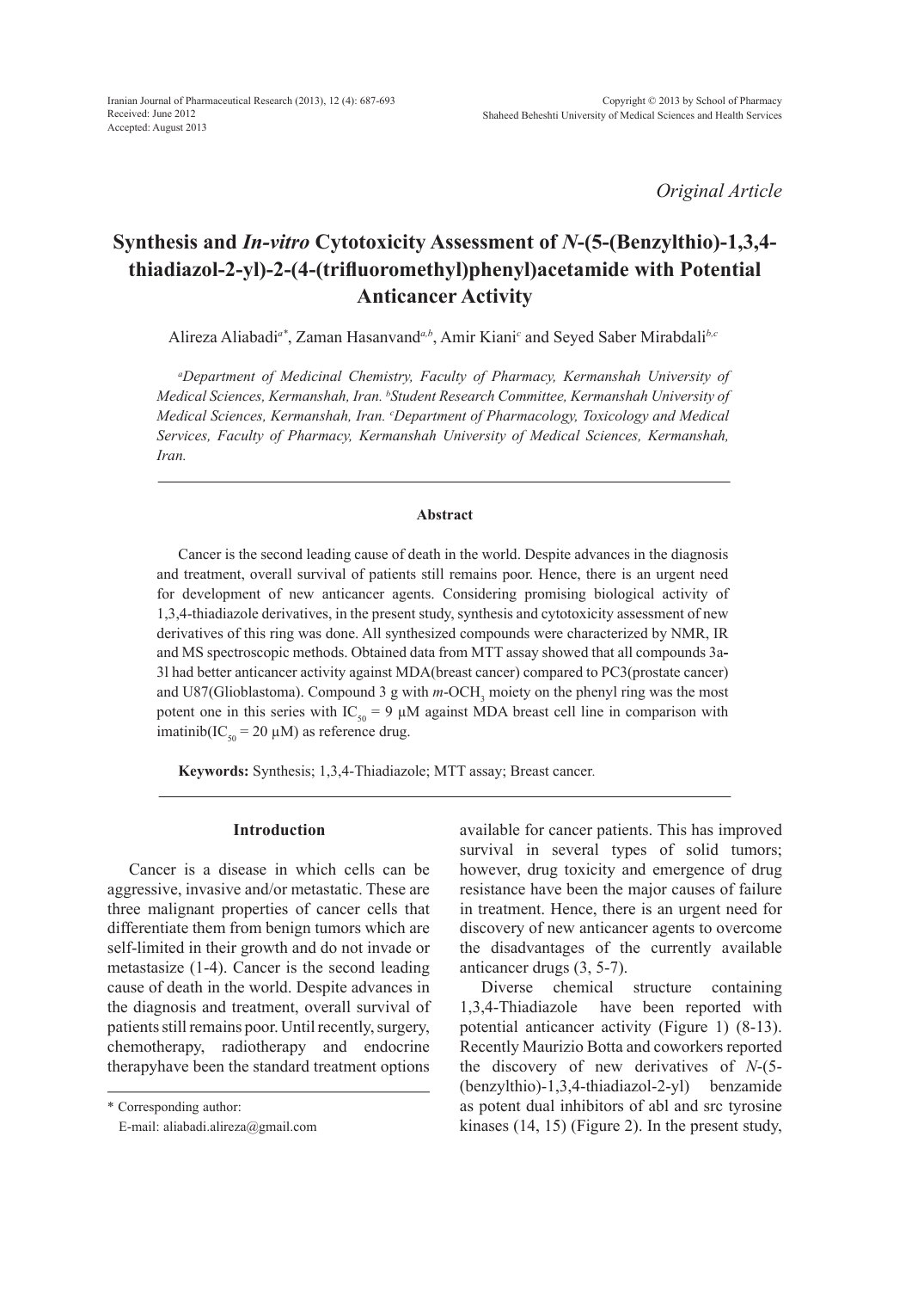*Original Article*

# Synthesis and *In-vitro* Cytotoxicity Assessment of *N*-(5-(Benzylthio)-1,3,4-thiadiazol-2-yl)-2-(4-(trifluoromethyl)phenyl)acetamide with Potential Anticancer Activity

Alireza Aliabadi[a*], Zaman Hasanvand[a,b], Amir Kiani[c] and Seyed Saber Mirabdali[b,c]

[a]*Department of Medicinal Chemistry, Faculty of Pharmacy, Kermanshah University of Medical Sciences, Kermanshah, Iran.* [b]*Student Research Committee, Kermanshah University of Medical Sciences, Kermanshah, Iran.* [c]*Department of Pharmacology, Toxicology and Medical Services, Faculty of Pharmacy, Kermanshah University of Medical Sciences, Kermanshah, Iran.*

### Abstract

Cancer is the second leading cause of death in the world. Despite advances in the diagnosis and treatment, overall survival of patients still remains poor. Hence, there is an urgent need for development of new anticancer agents. Considering promising biological activity of 1,3,4-thiadiazole derivatives, in the present study, synthesis and cytotoxicity assessment of new derivatives of this ring was done. All synthesized compounds were characterized by NMR, IR and MS spectroscopic methods. Obtained data from MTT assay showed that all compounds 3a-3l had better anticancer activity against MDA(breast cancer) compared to PC3(prostate cancer) and U87(Glioblastoma). Compound 3 g with *m*-$OCH_3$ moiety on the phenyl ring was the most potent one in this series with $IC_{50}$ = 9 µM against MDA breast cell line in comparison with imatinib($IC_{50}$ = 20 µM) as reference drug.

**Keywords:** Synthesis; 1,3,4-Thiadiazole; MTT assay; Breast cancer.

## Introduction

Cancer is a disease in which cells can be aggressive, invasive and/or metastatic. These are three malignant properties of cancer cells that differentiate them from benign tumors which are self-limited in their growth and do not invade or metastasize (1-4). Cancer is the second leading cause of death in the world. Despite advances in the diagnosis and treatment, overall survival of patients still remains poor. Until recently, surgery, chemotherapy, radiotherapy and endocrine therapyhave been the standard treatment options available for cancer patients. This has improved survival in several types of solid tumors; however, drug toxicity and emergence of drug resistance have been the major causes of failure in treatment. Hence, there is an urgent need for discovery of new anticancer agents to overcome the disadvantages of the currently available anticancer drugs (3, 5-7).

Diverse chemical structure containing 1,3,4-Thiadiazole have been reported with potential anticancer activity (Figure 1) (8-13). Recently Maurizio Botta and coworkers reported the discovery of new derivatives of *N*-(5-(benzylthio)-1,3,4-thiadiazol-2-yl) benzamide as potent dual inhibitors of abl and src tyrosine kinases (14, 15) (Figure 2). In the present study,

\* Corresponding author:
E-mail: aliabadi.alireza@gmail.com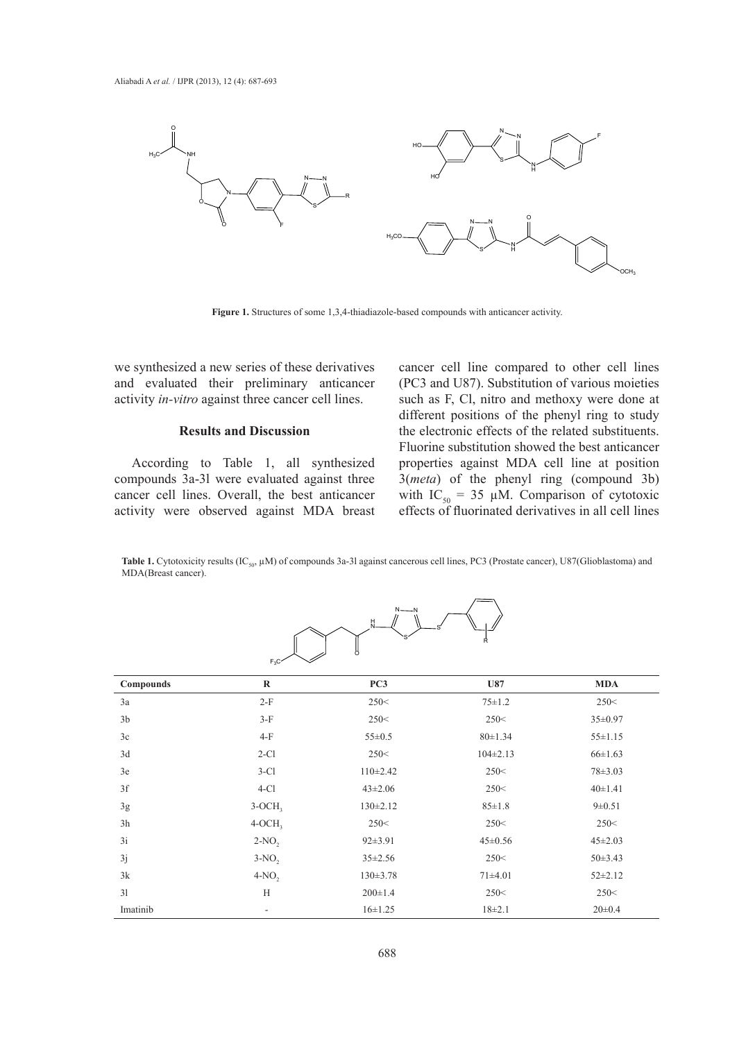**Figure 1.** Structures of some 1,3,4-thiadiazole-based compounds with anticancer activity.

we synthesized a new series of these derivatives and evaluated their preliminary anticancer activity *in-vitro* against three cancer cell lines.

## Results and Discussion

According to Table 1, all synthesized compounds 3a-3l were evaluated against three cancer cell lines. Overall, the best anticancer activity were observed against MDA breast cancer cell line compared to other cell lines (PC3 and U87). Substitution of various moieties such as F, Cl, nitro and methoxy were done at different positions of the phenyl ring to study the electronic effects of the related substituents. Fluorine substitution showed the best anticancer properties against MDA cell line at position 3(*meta*) of the phenyl ring (compound 3b) with $IC_{50}$ = 35 μM. Comparison of cytotoxic effects of fluorinated derivatives in all cell lines

**Table 1.** Cytotoxicity results ($IC_{50}$, μM) of compounds 3a-3l against cancerous cell lines, PC3 (Prostate cancer), U87(Glioblastoma) and MDA(Breast cancer).

| Compounds | R | PC3 | U87 | MDA |
|---|---|---|---|---|
| 3a | 2-F | 250< | 75±1.2 | 250< |
| 3b | 3-F | 250< | 250< | 35±0.97 |
| 3c | 4-F | 55±0.5 | 80±1.34 | 55±1.15 |
| 3d | 2-Cl | 250< | 104±2.13 | 66±1.63 |
| 3e | 3-Cl | 110±2.42 | 250< | 78±3.03 |
| 3f | 4-Cl | 43±2.06 | 250< | 40±1.41 |
| 3g | 3-$OCH_3$ | 130±2.12 | 85±1.8 | 9±0.51 |
| 3h | 4-$OCH_3$ | 250< | 250< | 250< |
| 3i | 2-$NO_2$ | 92±3.91 | 45±0.56 | 45±2.03 |
| 3j | 3-$NO_2$ | 35±2.56 | 250< | 50±3.43 |
| 3k | 4-$NO_2$ | 130±3.78 | 71±4.01 | 52±2.12 |
| 3l | H | 200±1.4 | 250< | 250< |
| Imatinib | - | 16±1.25 | 18±2.1 | 20±0.4 |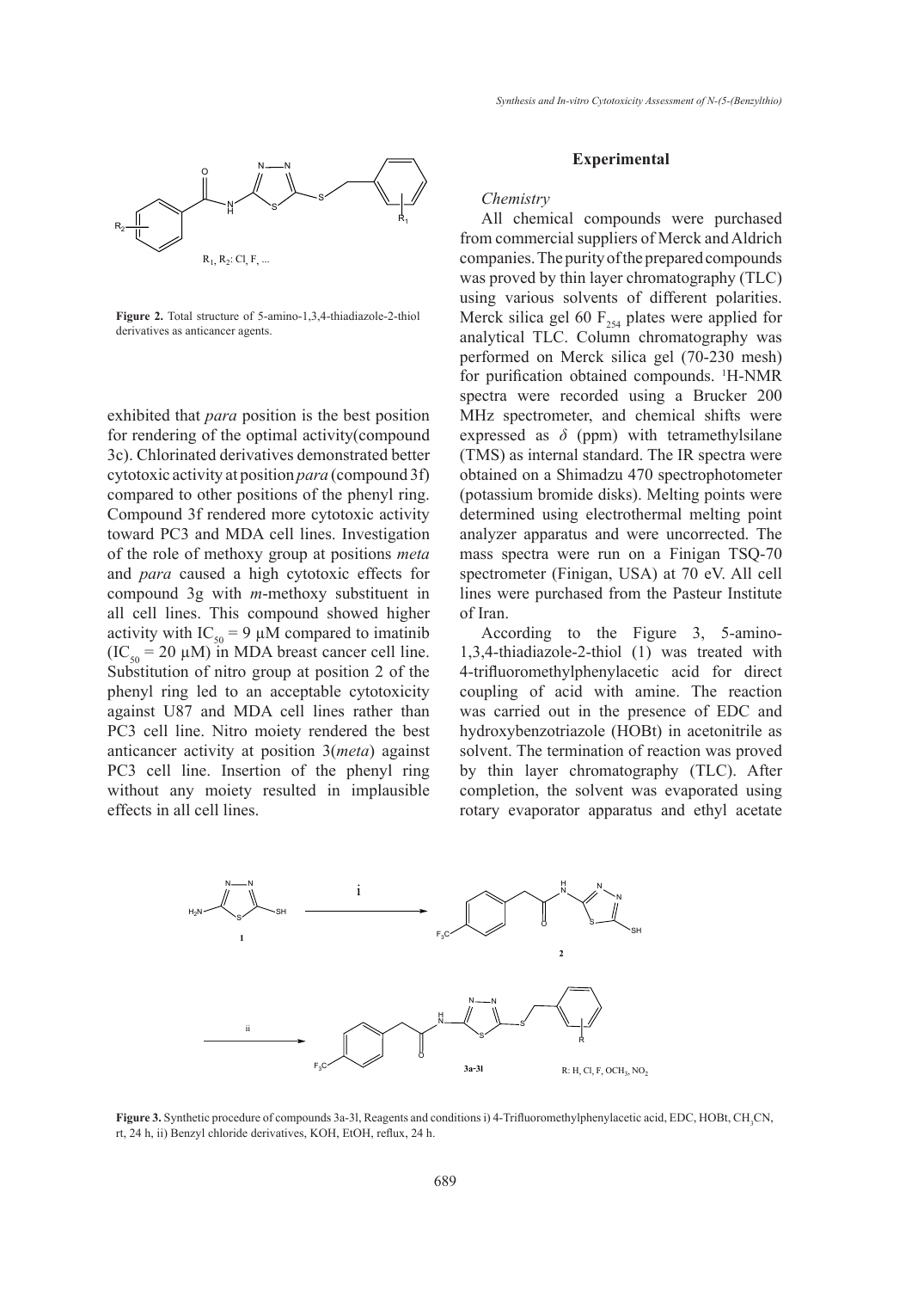Figure 2. Total structure of 5-amino-1,3,4-thiadiazole-2-thiol derivatives as anticancer agents.

exhibited that *para* position is the best position for rendering of the optimal activity(compound 3c). Chlorinated derivatives demonstrated better cytotoxic activity at position *para* (compound 3f) compared to other positions of the phenyl ring. Compound 3f rendered more cytotoxic activity toward PC3 and MDA cell lines. Investigation of the role of methoxy group at positions *meta* and *para* caused a high cytotoxic effects for compound 3g with *m*-methoxy substituent in all cell lines. This compound showed higher activity with $IC_{50}$ = 9 µM compared to imatinib ($IC_{50}$ = 20 µM) in MDA breast cancer cell line. Substitution of nitro group at position 2 of the phenyl ring led to an acceptable cytotoxicity against U87 and MDA cell lines rather than PC3 cell line. Nitro moiety rendered the best anticancer activity at position 3(*meta*) against PC3 cell line. Insertion of the phenyl ring without any moiety resulted in implausible effects in all cell lines.

## Experimental

### *Chemistry*

All chemical compounds were purchased from commercial suppliers of Merck and Aldrich companies. The purity of the prepared compounds was proved by thin layer chromatography (TLC) using various solvents of different polarities. Merck silica gel 60 $F_{254}$ plates were applied for analytical TLC. Column chromatography was performed on Merck silica gel (70-230 mesh) for purification obtained compounds. $^1$H-NMR spectra were recorded using a Brucker 200 MHz spectrometer, and chemical shifts were expressed as $\delta$ (ppm) with tetramethylsilane (TMS) as internal standard. The IR spectra were obtained on a Shimadzu 470 spectrophotometer (potassium bromide disks). Melting points were determined using electrothermal melting point analyzer apparatus and were uncorrected. The mass spectra were run on a Finigan TSQ-70 spectrometer (Finigan, USA) at 70 eV. All cell lines were purchased from the Pasteur Institute of Iran.

According to the Figure 3, 5-amino-1,3,4-thiadiazole-2-thiol (1) was treated with 4-trifluoromethylphenylacetic acid for direct coupling of acid with amine. The reaction was carried out in the presence of EDC and hydroxybenzotriazole (HOBt) in acetonitrile as solvent. The termination of reaction was proved by thin layer chromatography (TLC). After completion, the solvent was evaporated using rotary evaporator apparatus and ethyl acetate

Figure 3. Synthetic procedure of compounds 3a-3l, Reagents and conditions i) 4-Trifluoromethylphenylacetic acid, EDC, HOBt, $CH_3CN$, rt, 24 h, ii) Benzyl chloride derivatives, KOH, EtOH, reflux, 24 h.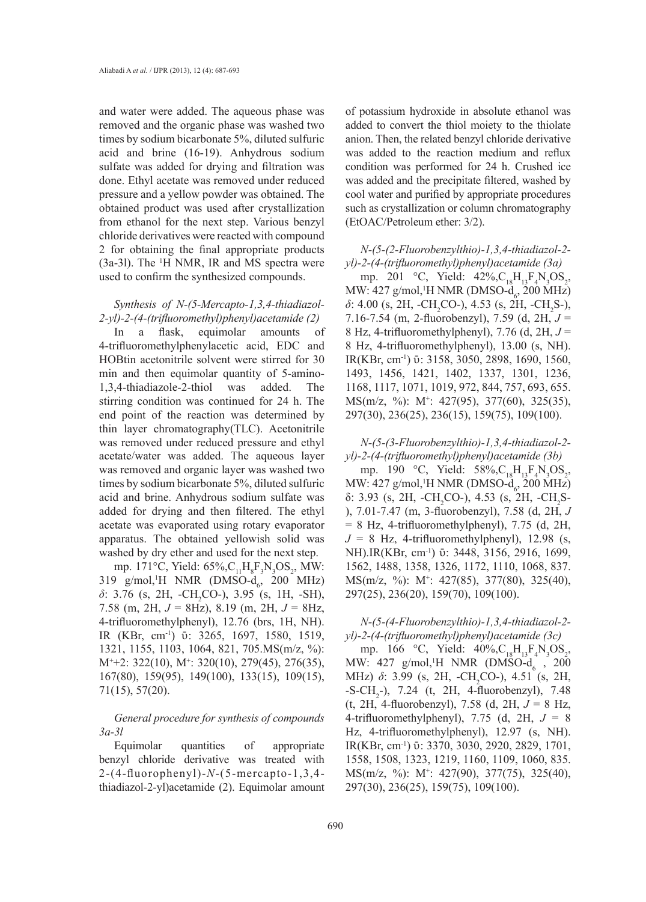and water were added. The aqueous phase was removed and the organic phase was washed two times by sodium bicarbonate 5%, diluted sulfuric acid and brine (16-19). Anhydrous sodium sulfate was added for drying and filtration was done. Ethyl acetate was removed under reduced pressure and a yellow powder was obtained. The obtained product was used after crystallization from ethanol for the next step. Various benzyl chloride derivatives were reacted with compound 2 for obtaining the final appropriate products (3a-3l). The $^{1}$H NMR, IR and MS spectra were used to confirm the synthesized compounds.

*Synthesis of N-(5-Mercapto-1,3,4-thiadiazol-2-yl)-2-(4-(trifluoromethyl)phenyl)acetamide (2)*

In a flask, equimolar amounts of 4-trifluoromethylphenylacetic acid, EDC and HOBtin acetonitrile solvent were stirred for 30 min and then equimolar quantity of 5-amino-1,3,4-thiadiazole-2-thiol was added. The stirring condition was continued for 24 h. The end point of the reaction was determined by thin layer chromatography(TLC). Acetonitrile was removed under reduced pressure and ethyl acetate/water was added. The aqueous layer was removed and organic layer was washed two times by sodium bicarbonate 5%, diluted sulfuric acid and brine. Anhydrous sodium sulfate was added for drying and then filtered. The ethyl acetate was evaporated using rotary evaporator apparatus. The obtained yellowish solid was washed by dry ether and used for the next step.

mp. 171°C, Yield: 65%, $C_{11}H_8F_3N_3OS_2$, MW: 319 g/mol, $^{1}$H NMR (DMSO-$d_6$, 200 MHz) *δ*: 3.76 (s, 2H, -$CH_2$CO-), 3.95 (s, 1H, -SH), 7.58 (m, 2H, *J* = 8Hz), 8.19 (m, 2H, *J* = 8Hz, 4-trifluoromethylphenyl), 12.76 (brs, 1H, NH). IR (KBr, cm$^{-1}$) ῡ: 3265, 1697, 1580, 1519, 1321, 1155, 1103, 1064, 821, 705.MS(m/z, %): M$^{+}$+2: 322(10), M$^{+}$: 320(10), 279(45), 276(35), 167(80), 159(95), 149(100), 133(15), 109(15), 71(15), 57(20).

*General procedure for synthesis of compounds 3a-3l*

Equimolar quantities of appropriate benzyl chloride derivative was treated with 2-(4-fluorophenyl)-*N*-(5-mercapto-1,3,4-thiadiazol-2-yl)acetamide (2). Equimolar amount of potassium hydroxide in absolute ethanol was added to convert the thiol moiety to the thiolate anion. Then, the related benzyl chloride derivative was added to the reaction medium and reflux condition was performed for 24 h. Crushed ice was added and the precipitate filtered, washed by cool water and purified by appropriate procedures such as crystallization or column chromatography (EtOAC/Petroleum ether: 3/2).

*N-(5-(2-Fluorobenzylthio)-1,3,4-thiadiazol-2-yl)-2-(4-(trifluoromethyl)phenyl)acetamide (3a)*

mp. 201 °C, Yield: 42%, $C_{18}H_{13}F_4N_3OS_2$, MW: 427 g/mol, $^{1}$H NMR (DMSO-$d_6$, 200 MHz) *δ*: 4.00 (s, 2H, -$CH_2$CO-), 4.53 (s, 2H, -$CH_2$S-), 7.16-7.54 (m, 2-fluorobenzyl), 7.59 (d, 2H, *J* = 8 Hz, 4-trifluoromethylphenyl), 7.76 (d, 2H, *J* = 8 Hz, 4-trifluoromethylphenyl), 13.00 (s, NH). IR(KBr, cm$^{-1}$) ῡ: 3158, 3050, 2898, 1690, 1560, 1493, 1456, 1421, 1402, 1337, 1301, 1236, 1168, 1117, 1071, 1019, 972, 844, 757, 693, 655. MS(m/z, %): M$^{+}$: 427(95), 377(60), 325(35), 297(30), 236(25), 236(15), 159(75), 109(100).

*N-(5-(3-Fluorobenzylthio)-1,3,4-thiadiazol-2-yl)-2-(4-(trifluoromethyl)phenyl)acetamide (3b)*

mp. 190 °C, Yield: 58%, $C_{18}H_{13}F_4N_3OS_2$, MW: 427 g/mol, $^{1}$H NMR (DMSO-$d_6$, 200 MHz) δ: 3.93 (s, 2H, -$CH_2$CO-), 4.53 (s, 2H, -$CH_2$S-), 7.01-7.47 (m, 3-fluorobenzyl), 7.58 (d, 2H, *J* = 8 Hz, 4-trifluoromethylphenyl), 7.75 (d, 2H, *J* = 8 Hz, 4-trifluoromethylphenyl), 12.98 (s, NH).IR(KBr, cm$^{-1}$) ῡ: 3448, 3156, 2916, 1699, 1562, 1488, 1358, 1326, 1172, 1110, 1068, 837. MS(m/z, %): M$^{+}$: 427(85), 377(80), 325(40), 297(25), 236(20), 159(70), 109(100).

*N-(5-(4-Fluorobenzylthio)-1,3,4-thiadiazol-2-yl)-2-(4-(trifluoromethyl)phenyl)acetamide (3c)*

mp. 166 °C, Yield: 40%, $C_{18}H_{13}F_4N_3OS_2$, MW: 427 g/mol, $^{1}$H NMR (DMSO-$d_6$, 200 MHz) *δ*: 3.99 (s, 2H, -$CH_2$CO-), 4.51 (s, 2H, -S-$CH_2$-), 7.24 (t, 2H, 4-fluorobenzyl), 7.48 (t, 2H, 4-fluorobenzyl), 7.58 (d, 2H, *J* = 8 Hz, 4-trifluoromethylphenyl), 7.75 (d, 2H, *J* = 8 Hz, 4-trifluoromethylphenyl), 12.97 (s, NH). IR(KBr, cm$^{-1}$) ῡ: 3370, 3030, 2920, 2829, 1701, 1558, 1508, 1323, 1219, 1160, 1109, 1060, 835. MS(m/z, %): M$^{+}$: 427(90), 377(75), 325(40), 297(30), 236(25), 159(75), 109(100).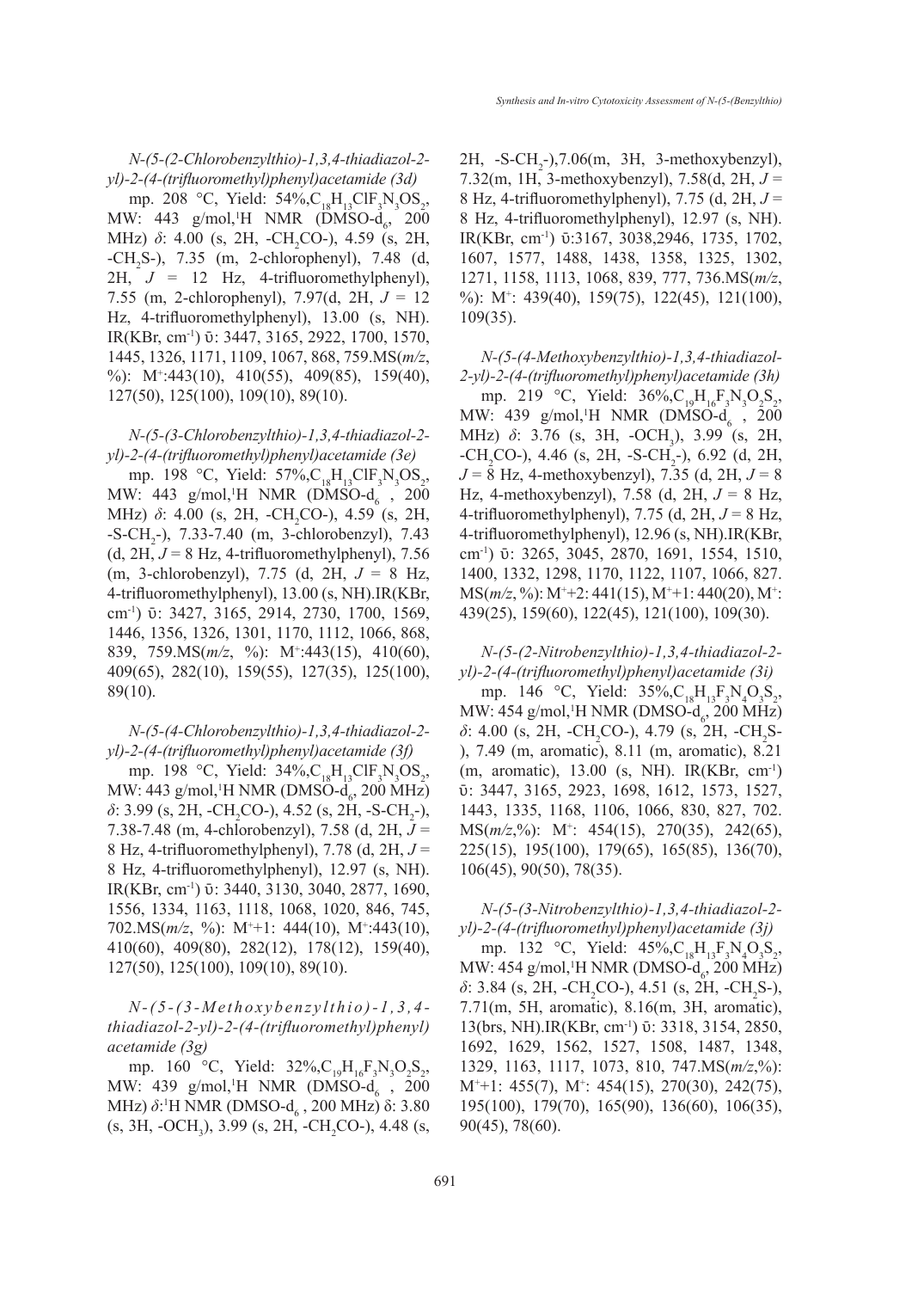*N-(5-(2-Chlorobenzylthio)-1,3,4-thiadiazol-2-yl)-2-(4-(trifluoromethyl)phenyl)acetamide (3d)*

mp. 208 °C, Yield: 54%,$C_{18}H_{13}ClF_3N_3OS_2$, MW: 443 g/mol,$^1$H NMR (DMSO-$d_6$, 200 MHz) *δ*: 4.00 (s, 2H, -$CH_2$CO-), 4.59 (s, 2H, -$CH_2$S-), 7.35 (m, 2-chlorophenyl), 7.48 (d, 2H, *J* = 12 Hz, 4-trifluoromethylphenyl), 7.55 (m, 2-chlorophenyl), 7.97(d, 2H, *J* = 12 Hz, 4-trifluoromethylphenyl), 13.00 (s, NH). IR(KBr, cm$^{-1}$) ῡ: 3447, 3165, 2922, 1700, 1570, 1445, 1326, 1171, 1109, 1067, 868, 759.MS(*m/z*, %): M$^+$:443(10), 410(55), 409(85), 159(40), 127(50), 125(100), 109(10), 89(10).

*N-(5-(3-Chlorobenzylthio)-1,3,4-thiadiazol-2-yl)-2-(4-(trifluoromethyl)phenyl)acetamide (3e)*

mp. 198 °C, Yield: 57%,$C_{18}H_{13}ClF_3N_3OS_2$, MW: 443 g/mol,$^1$H NMR (DMSO-$d_6$ , 200 MHz) *δ*: 4.00 (s, 2H, -$CH_2$CO-), 4.59 (s, 2H, -S-$CH_2$-), 7.33-7.40 (m, 3-chlorobenzyl), 7.43 (d, 2H, *J* = 8 Hz, 4-trifluoromethylphenyl), 7.56 (m, 3-chlorobenzyl), 7.75 (d, 2H, *J* = 8 Hz, 4-trifluoromethylphenyl), 13.00 (s, NH).IR(KBr, cm$^{-1}$) ῡ: 3427, 3165, 2914, 2730, 1700, 1569, 1446, 1356, 1326, 1301, 1170, 1112, 1066, 868, 839, 759.MS(*m/z*, %): M$^+$:443(15), 410(60), 409(65), 282(10), 159(55), 127(35), 125(100), 89(10).

*N-(5-(4-Chlorobenzylthio)-1,3,4-thiadiazol-2-yl)-2-(4-(trifluoromethyl)phenyl)acetamide (3f)*

mp. 198 °C, Yield: 34%,$C_{18}H_{13}ClF_3N_3OS_2$, MW: 443 g/mol,$^1$H NMR (DMSO-$d_6$, 200 MHz) *δ*: 3.99 (s, 2H, -$CH_2$CO-), 4.52 (s, 2H, -S-$CH_2$-), 7.38-7.48 (m, 4-chlorobenzyl), 7.58 (d, 2H, *J* = 8 Hz, 4-trifluoromethylphenyl), 7.78 (d, 2H, *J* = 8 Hz, 4-trifluoromethylphenyl), 12.97 (s, NH). IR(KBr, cm$^{-1}$) ῡ: 3440, 3130, 3040, 2877, 1690, 1556, 1334, 1163, 1118, 1068, 1020, 846, 745, 702.MS(*m/z*, %): M$^+$+1: 444(10), M$^+$:443(10), 410(60), 409(80), 282(12), 178(12), 159(40), 127(50), 125(100), 109(10), 89(10).

*N-(5-(3-Methoxybenzylthio)-1,3,4-thiadiazol-2-yl)-2-(4-(trifluoromethyl)phenyl)acetamide (3g)*

mp. 160 °C, Yield: 32%,$C_{19}H_{16}F_3N_3O_2S_2$, MW: 439 g/mol,$^1$H NMR (DMSO-$d_6$ , 200 MHz) *δ*:$^1$H NMR (DMSO-$d_6$ , 200 MHz) δ: 3.80 (s, 3H, -$OCH_3$), 3.99 (s, 2H, -$CH_2$CO-), 4.48 (s, 2H, -S-$CH_2$-),7.06(m, 3H, 3-methoxybenzyl), 7.32(m, 1H, 3-methoxybenzyl), 7.58(d, 2H, *J* = 8 Hz, 4-trifluoromethylphenyl), 7.75 (d, 2H, *J* = 8 Hz, 4-trifluoromethylphenyl), 12.97 (s, NH). IR(KBr, cm$^{-1}$) ῡ:3167, 3038,2946, 1735, 1702, 1607, 1577, 1488, 1438, 1358, 1325, 1302, 1271, 1158, 1113, 1068, 839, 777, 736.MS(*m/z*, %): M$^+$: 439(40), 159(75), 122(45), 121(100), 109(35).

*N-(5-(4-Methoxybenzylthio)-1,3,4-thiadiazol-2-yl)-2-(4-(trifluoromethyl)phenyl)acetamide (3h)*

mp. 219 °C, Yield: 36%,$C_{19}H_{16}F_3N_3O_2S_2$, MW: 439 g/mol,$^1$H NMR (DMSO-$d_6$ , 200 MHz) *δ*: 3.76 (s, 3H, -$OCH_3$), 3.99 (s, 2H, -$CH_2$CO-), 4.46 (s, 2H, -S-$CH_2$-), 6.92 (d, 2H, *J* = 8 Hz, 4-methoxybenzyl), 7.35 (d, 2H, *J* = 8 Hz, 4-methoxybenzyl), 7.58 (d, 2H, *J* = 8 Hz, 4-trifluoromethylphenyl), 7.75 (d, 2H, *J* = 8 Hz, 4-trifluoromethylphenyl), 12.96 (s, NH).IR(KBr, cm$^{-1}$) ῡ: 3265, 3045, 2870, 1691, 1554, 1510, 1400, 1332, 1298, 1170, 1122, 1107, 1066, 827. MS(*m/z*, %): M$^+$+2: 441(15), M$^+$+1: 440(20), M$^+$: 439(25), 159(60), 122(45), 121(100), 109(30).

*N-(5-(2-Nitrobenzylthio)-1,3,4-thiadiazol-2-yl)-2-(4-(trifluoromethyl)phenyl)acetamide (3i)*

mp. 146 °C, Yield: 35%,$C_{18}H_{13}F_3N_4O_3S_2$, MW: 454 g/mol,$^1$H NMR (DMSO-$d_6$, 200 MHz) *δ*: 4.00 (s, 2H, -$CH_2$CO-), 4.79 (s, 2H, -$CH_2$S-), 7.49 (m, aromatic), 8.11 (m, aromatic), 8.21 (m, aromatic), 13.00 (s, NH). IR(KBr, cm$^{-1}$) ῡ: 3447, 3165, 2923, 1698, 1612, 1573, 1527, 1443, 1335, 1168, 1106, 1066, 830, 827, 702. MS(*m/z*,%): M$^+$: 454(15), 270(35), 242(65), 225(15), 195(100), 179(65), 165(85), 136(70), 106(45), 90(50), 78(35).

*N-(5-(3-Nitrobenzylthio)-1,3,4-thiadiazol-2-yl)-2-(4-(trifluoromethyl)phenyl)acetamide (3j)*

mp. 132 °C, Yield: 45%,$C_{18}H_{13}F_3N_4O_3S_2$, MW: 454 g/mol,$^1$H NMR (DMSO-$d_6$, 200 MHz) *δ*: 3.84 (s, 2H, -$CH_2$CO-), 4.51 (s, 2H, -$CH_2$S-), 7.71(m, 5H, aromatic), 8.16(m, 3H, aromatic), 13(brs, NH).IR(KBr, cm$^{-1}$) ῡ: 3318, 3154, 2850, 1692, 1629, 1562, 1527, 1508, 1487, 1348, 1329, 1163, 1117, 1073, 810, 747.MS(*m/z*,%): M$^+$+1: 455(7), M$^+$: 454(15), 270(30), 242(75), 195(100), 179(70), 165(90), 136(60), 106(35), 90(45), 78(60).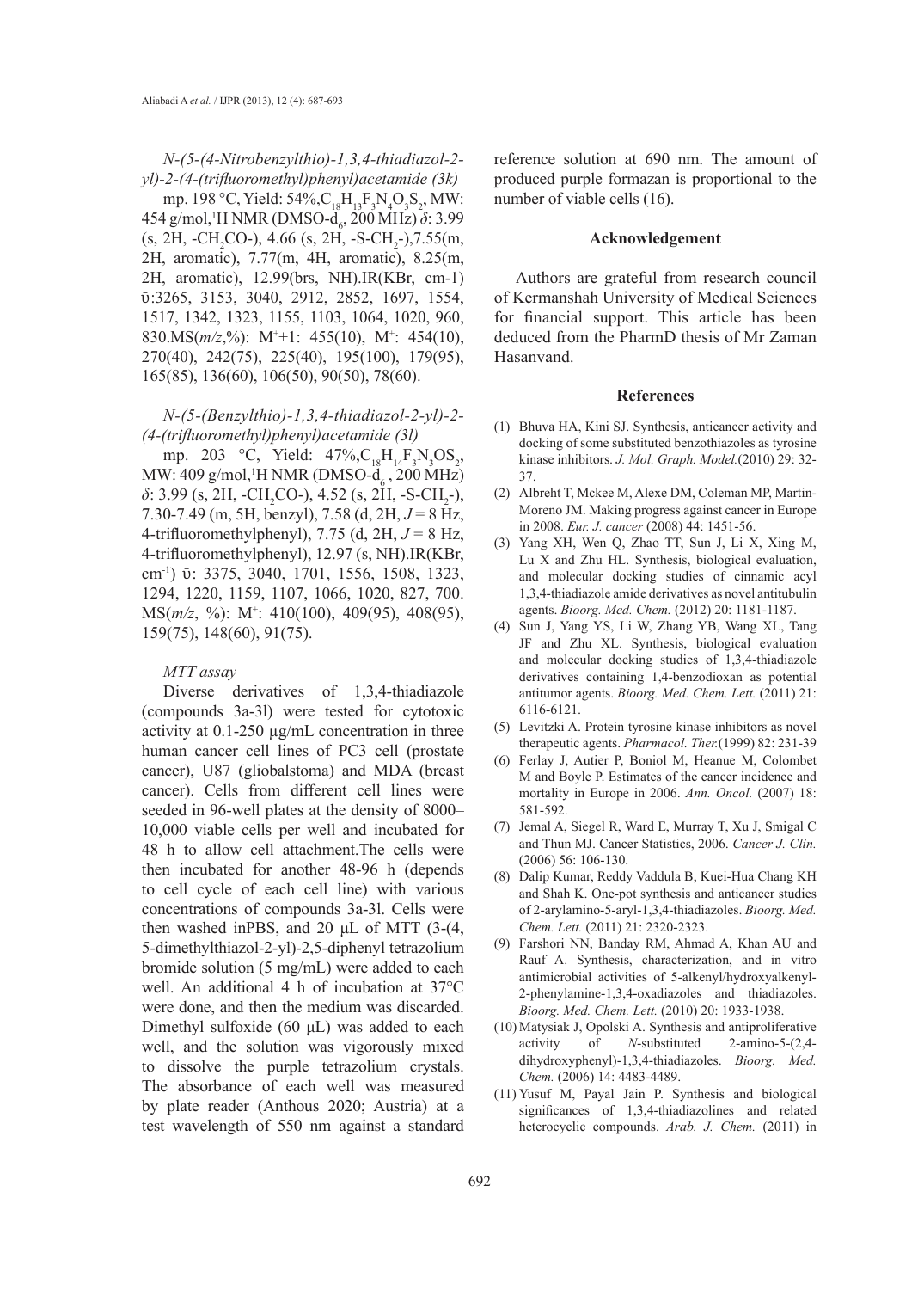*N-(5-(4-Nitrobenzylthio)-1,3,4-thiadiazol-2-yl)-2-(4-(trifluoromethyl)phenyl)acetamide (3k)*

mp. 198 °C, Yield: 54%, $C_{18}H_{13}F_3N_4O_3S_2$, MW: 454 g/mol, $^1$H NMR (DMSO-$d_6$, 200 MHz) $\delta$: 3.99 (s, 2H, -$CH_2$CO-), 4.66 (s, 2H, -S-$CH_2$-), 7.55(m, 2H, aromatic), 7.77(m, 4H, aromatic), 8.25(m, 2H, aromatic), 12.99(brs, NH).IR(KBr, cm-1) ῡ:3265, 3153, 3040, 2912, 2852, 1697, 1554, 1517, 1342, 1323, 1155, 1103, 1064, 1020, 960, 830.MS(*m/z*,%): $M^+$+1: 455(10), $M^+$: 454(10), 270(40), 242(75), 225(40), 195(100), 179(95), 165(85), 136(60), 106(50), 90(50), 78(60).

*N-(5-(Benzylthio)-1,3,4-thiadiazol-2-yl)-2-(4-(trifluoromethyl)phenyl)acetamide (3l)*

mp. 203 °C, Yield: 47%, $C_{18}H_{14}F_3N_3OS_2$, MW: 409 g/mol, $^1$H NMR (DMSO-$d_6$, 200 MHz) $\delta$: 3.99 (s, 2H, -$CH_2$CO-), 4.52 (s, 2H, -S-$CH_2$-), 7.30-7.49 (m, 5H, benzyl), 7.58 (d, 2H, *J* = 8 Hz, 4-trifluoromethylphenyl), 7.75 (d, 2H, *J* = 8 Hz, 4-trifluoromethylphenyl), 12.97 (s, NH).IR(KBr, cm$^{-1}$) ῡ: 3375, 3040, 1701, 1556, 1508, 1323, 1294, 1220, 1159, 1107, 1066, 1020, 827, 700. MS(*m/z*, %): $M^+$: 410(100), 409(95), 408(95), 159(75), 148(60), 91(75).

*MTT assay*

Diverse derivatives of 1,3,4-thiadiazole (compounds 3a-3l) were tested for cytotoxic activity at 0.1-250 µg/mL concentration in three human cancer cell lines of PC3 cell (prostate cancer), U87 (gliobalstoma) and MDA (breast cancer). Cells from different cell lines were seeded in 96-well plates at the density of 8000–10,000 viable cells per well and incubated for 48 h to allow cell attachment.The cells were then incubated for another 48-96 h (depends to cell cycle of each cell line) with various concentrations of compounds 3a-3l. Cells were then washed inPBS, and 20 µL of MTT (3-(4, 5-dimethylthiazol-2-yl)-2,5-diphenyl tetrazolium bromide solution (5 mg/mL) were added to each well. An additional 4 h of incubation at 37°C were done, and then the medium was discarded. Dimethyl sulfoxide (60 µL) was added to each well, and the solution was vigorously mixed to dissolve the purple tetrazolium crystals. The absorbance of each well was measured by plate reader (Anthous 2020; Austria) at a test wavelength of 550 nm against a standard reference solution at 690 nm. The amount of produced purple formazan is proportional to the number of viable cells (16).

## Acknowledgement

Authors are grateful from research council of Kermanshah University of Medical Sciences for financial support. This article has been deduced from the PharmD thesis of Mr Zaman Hasanvand.

## References

(1) Bhuva HA, Kini SJ. Synthesis, anticancer activity and docking of some substituted benzothiazoles as tyrosine kinase inhibitors. *J. Mol. Graph. Model.*(2010) 29: 32-37.

(2) Albreht T, Mckee M, Alexe DM, Coleman MP, Martin-Moreno JM. Making progress against cancer in Europe in 2008. *Eur. J. cancer* (2008) 44: 1451-56.

(3) Yang XH, Wen Q, Zhao TT, Sun J, Li X, Xing M, Lu X and Zhu HL. Synthesis, biological evaluation, and molecular docking studies of cinnamic acyl 1,3,4-thiadiazole amide derivatives as novel antitubulin agents. *Bioorg. Med. Chem.* (2012) 20: 1181-1187.

(4) Sun J, Yang YS, Li W, Zhang YB, Wang XL, Tang JF and Zhu XL. Synthesis, biological evaluation and molecular docking studies of 1,3,4-thiadiazole derivatives containing 1,4-benzodioxan as potential antitumor agents. *Bioorg. Med. Chem. Lett.* (2011) 21: 6116-6121.

(5) Levitzki A. Protein tyrosine kinase inhibitors as novel therapeutic agents. *Pharmacol. Ther.*(1999) 82: 231-39

(6) Ferlay J, Autier P, Boniol M, Heanue M, Colombet M and Boyle P. Estimates of the cancer incidence and mortality in Europe in 2006. *Ann. Oncol.* (2007) 18: 581-592.

(7) Jemal A, Siegel R, Ward E, Murray T, Xu J, Smigal C and Thun MJ. Cancer Statistics, 2006. *Cancer J. Clin.* (2006) 56: 106-130.

(8) Dalip Kumar, Reddy Vaddula B, Kuei-Hua Chang KH and Shah K. One-pot synthesis and anticancer studies of 2-arylamino-5-aryl-1,3,4-thiadiazoles. *Bioorg. Med. Chem. Lett.* (2011) 21: 2320-2323.

(9) Farshori NN, Banday RM, Ahmad A, Khan AU and Rauf A. Synthesis, characterization, and in vitro antimicrobial activities of 5-alkenyl/hydroxyalkenyl-2-phenylamine-1,3,4-oxadiazoles and thiadiazoles. *Bioorg. Med. Chem. Lett.* (2010) 20: 1933-1938.

(10) Matysiak J, Opolski A. Synthesis and antiproliferative activity of *N*-substituted 2-amino-5-(2,4-dihydroxyphenyl)-1,3,4-thiadiazoles. *Bioorg. Med. Chem.* (2006) 14: 4483-4489.

(11) Yusuf M, Payal Jain P. Synthesis and biological significances of 1,3,4-thiadiazolines and related heterocyclic compounds. *Arab. J. Chem.* (2011) in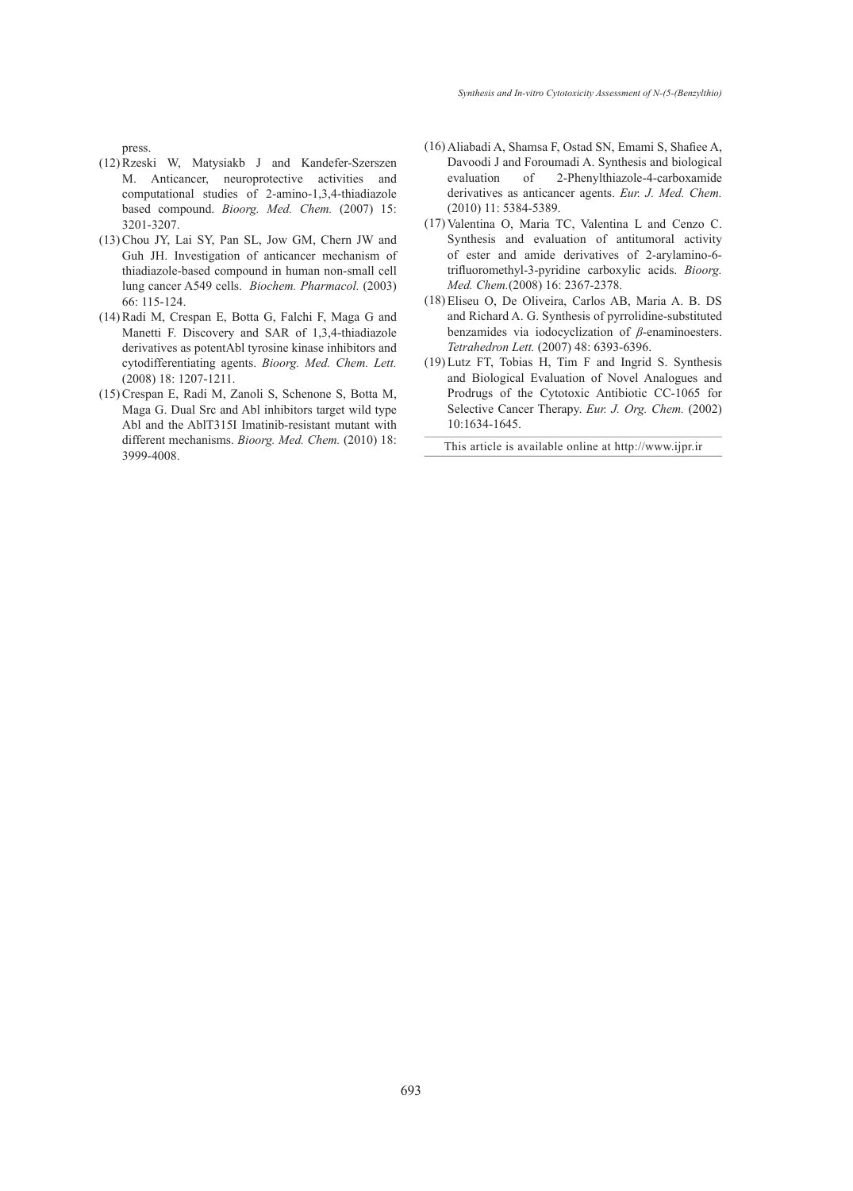press.

(12) Rzeski W, Matysiakb J and Kandefer-Szerszen M. Anticancer, neuroprotective activities and computational studies of 2-amino-1,3,4-thiadiazole based compound. *Bioorg. Med. Chem.* (2007) 15: 3201-3207.

(13) Chou JY, Lai SY, Pan SL, Jow GM, Chern JW and Guh JH. Investigation of anticancer mechanism of thiadiazole-based compound in human non-small cell lung cancer A549 cells. *Biochem. Pharmacol.* (2003) 66: 115-124.

(14) Radi M, Crespan E, Botta G, Falchi F, Maga G and Manetti F. Discovery and SAR of 1,3,4-thiadiazole derivatives as potentAbl tyrosine kinase inhibitors and cytodifferentiating agents. *Bioorg. Med. Chem. Lett.* (2008) 18: 1207-1211.

(15) Crespan E, Radi M, Zanoli S, Schenone S, Botta M, Maga G. Dual Src and Abl inhibitors target wild type Abl and the AblT315I Imatinib-resistant mutant with different mechanisms. *Bioorg. Med. Chem.* (2010) 18: 3999-4008.

(16) Aliabadi A, Shamsa F, Ostad SN, Emami S, Shafiee A, Davoodi J and Foroumadi A. Synthesis and biological evaluation of 2-Phenylthiazole-4-carboxamide derivatives as anticancer agents. *Eur. J. Med. Chem.* (2010) 11: 5384-5389.

(17) Valentina O, Maria TC, Valentina L and Cenzo C. Synthesis and evaluation of antitumoral activity of ester and amide derivatives of 2-arylamino-6-trifluoromethyl-3-pyridine carboxylic acids. *Bioorg. Med. Chem.*(2008) 16: 2367-2378.

(18) Eliseu O, De Oliveira, Carlos AB, Maria A. B. DS and Richard A. G. Synthesis of pyrrolidine-substituted benzamides via iodocyclization of *β*-enaminoesters. *Tetrahedron Lett.* (2007) 48: 6393-6396.

(19) Lutz FT, Tobias H, Tim F and Ingrid S. Synthesis and Biological Evaluation of Novel Analogues and Prodrugs of the Cytotoxic Antibiotic CC-1065 for Selective Cancer Therapy. *Eur. J. Org. Chem.* (2002) 10:1634-1645.

This article is available online at http://www.ijpr.ir